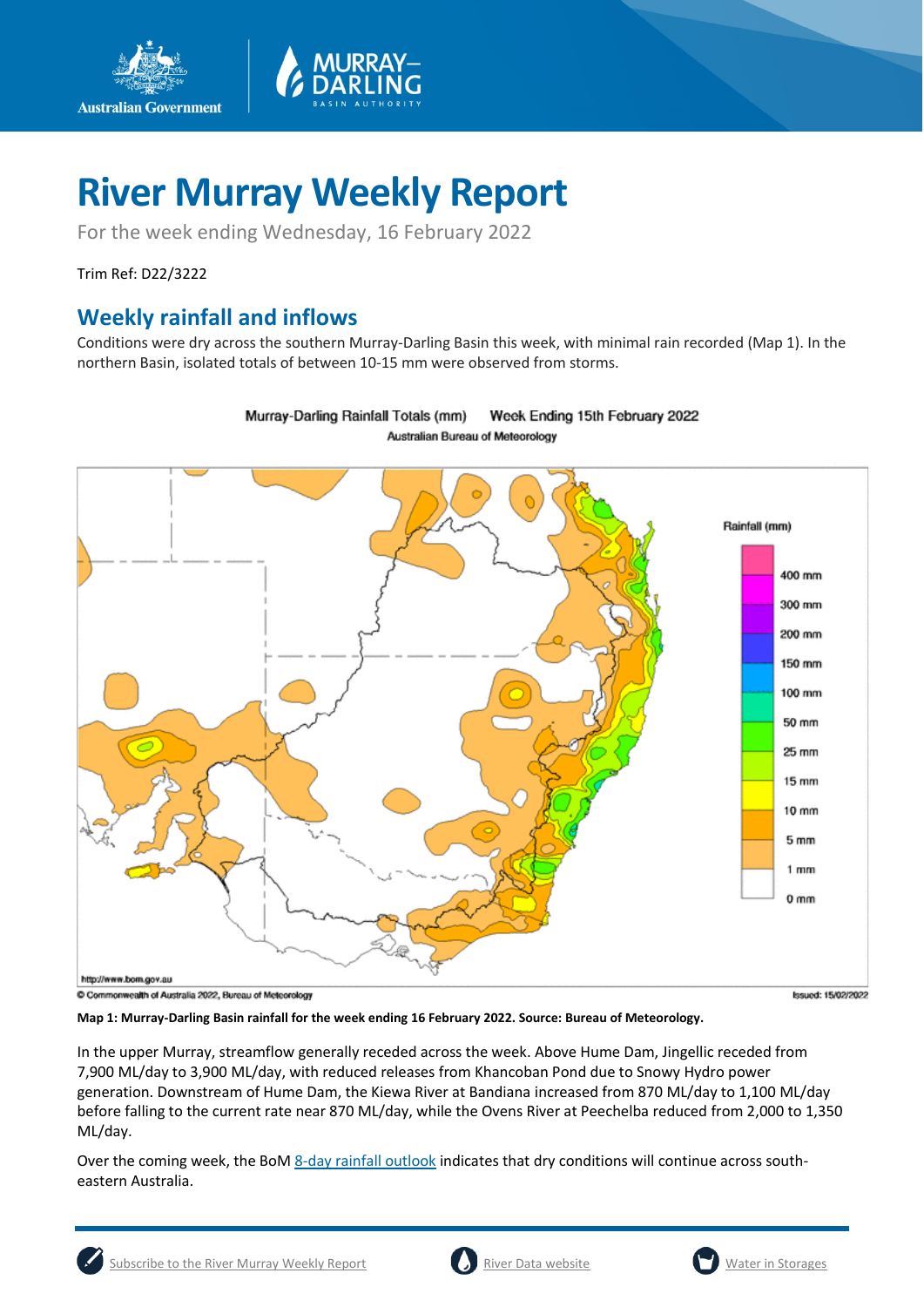# River Murray Weekly Report

For the week ending Wednesday, 16 February 2022

Trim Ref: D22/3222

## Weekly rainfall and inflows

Conditions were dry across the southern Murray-Darling Basin this week, with minimal rain recorded (Map 1). In the northern Basin, isolated totals of between 10-15 mm were observed from storms.

**Map 1: Murray-Darling Basin rainfall for the week ending 16 February 2022. Source: Bureau of Meteorology.**

In the upper Murray, streamflow generally receded across the week. Above Hume Dam, Jingellic receded from 7,900 ML/day to 3,900 ML/day, with reduced releases from Khancoban Pond due to Snowy Hydro power generation. Downstream of Hume Dam, the Kiewa River at Bandiana increased from 870 ML/day to 1,100 ML/day before falling to the current rate near 870 ML/day, while the Ovens River at Peechelba reduced from 2,000 to 1,350 ML/day.

Over the coming week, the BoM 8-day rainfall outlook indicates that dry conditions will continue across south-eastern Australia.

Subscribe to the River Murray Weekly Report | River Data website | Water in Storages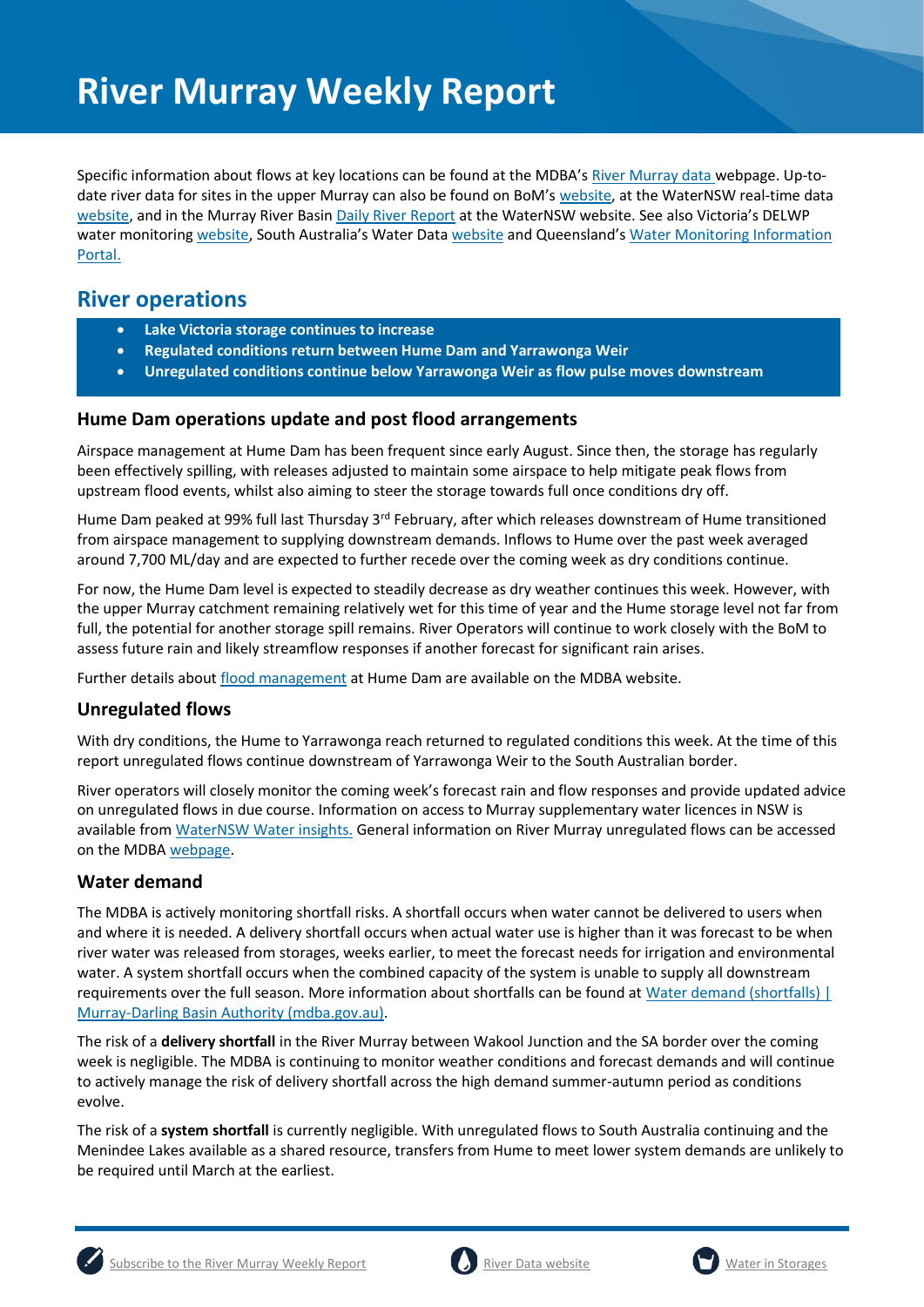# River Murray Weekly Report

Specific information about flows at key locations can be found at the MDBA's River Murray data webpage. Up-to-date river data for sites in the upper Murray can also be found on BoM's website, at the WaterNSW real-time data website, and in the Murray River Basin Daily River Report at the WaterNSW website. See also Victoria's DELWP water monitoring website, South Australia's Water Data website and Queensland's Water Monitoring Information Portal.

## River operations

- **Lake Victoria storage continues to increase**
- **Regulated conditions return between Hume Dam and Yarrawonga Weir**
- **Unregulated conditions continue below Yarrawonga Weir as flow pulse moves downstream**

### Hume Dam operations update and post flood arrangements

Airspace management at Hume Dam has been frequent since early August. Since then, the storage has regularly been effectively spilling, with releases adjusted to maintain some airspace to help mitigate peak flows from upstream flood events, whilst also aiming to steer the storage towards full once conditions dry off.

Hume Dam peaked at 99% full last Thursday 3rd February, after which releases downstream of Hume transitioned from airspace management to supplying downstream demands. Inflows to Hume over the past week averaged around 7,700 ML/day and are expected to further recede over the coming week as dry conditions continue.

For now, the Hume Dam level is expected to steadily decrease as dry weather continues this week. However, with the upper Murray catchment remaining relatively wet for this time of year and the Hume storage level not far from full, the potential for another storage spill remains. River Operators will continue to work closely with the BoM to assess future rain and likely streamflow responses if another forecast for significant rain arises.

Further details about flood management at Hume Dam are available on the MDBA website.

### Unregulated flows

With dry conditions, the Hume to Yarrawonga reach returned to regulated conditions this week. At the time of this report unregulated flows continue downstream of Yarrawonga Weir to the South Australian border.

River operators will closely monitor the coming week's forecast rain and flow responses and provide updated advice on unregulated flows in due course. Information on access to Murray supplementary water licences in NSW is available from WaterNSW Water insights. General information on River Murray unregulated flows can be accessed on the MDBA webpage.

### Water demand

The MDBA is actively monitoring shortfall risks. A shortfall occurs when water cannot be delivered to users when and where it is needed. A delivery shortfall occurs when actual water use is higher than it was forecast to be when river water was released from storages, weeks earlier, to meet the forecast needs for irrigation and environmental water. A system shortfall occurs when the combined capacity of the system is unable to supply all downstream requirements over the full season. More information about shortfalls can be found at Water demand (shortfalls) | Murray-Darling Basin Authority (mdba.gov.au).

The risk of a **delivery shortfall** in the River Murray between Wakool Junction and the SA border over the coming week is negligible. The MDBA is continuing to monitor weather conditions and forecast demands and will continue to actively manage the risk of delivery shortfall across the high demand summer-autumn period as conditions evolve.

The risk of a **system shortfall** is currently negligible. With unregulated flows to South Australia continuing and the Menindee Lakes available as a shared resource, transfers from Hume to meet lower system demands are unlikely to be required until March at the earliest.

Subscribe to the River Murray Weekly Report | River Data website | Water in Storages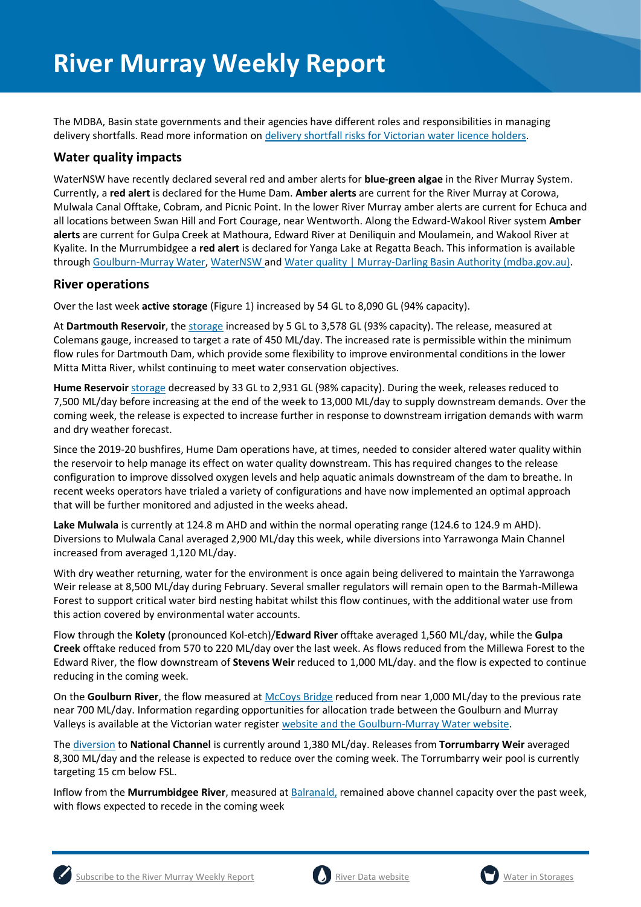# River Murray Weekly Report

The MDBA, Basin state governments and their agencies have different roles and responsibilities in managing delivery shortfalls. Read more information on delivery shortfall risks for Victorian water licence holders.

## Water quality impacts

WaterNSW have recently declared several red and amber alerts for **blue-green algae** in the River Murray System. Currently, a **red alert** is declared for the Hume Dam. **Amber alerts** are current for the River Murray at Corowa, Mulwala Canal Offtake, Cobram, and Picnic Point. In the lower River Murray amber alerts are current for Echuca and all locations between Swan Hill and Fort Courage, near Wentworth. Along the Edward-Wakool River system **Amber alerts** are current for Gulpa Creek at Mathoura, Edward River at Deniliquin and Moulamein, and Wakool River at Kyalite. In the Murrumbidgee a **red alert** is declared for Yanga Lake at Regatta Beach. This information is available through Goulburn-Murray Water, WaterNSW and Water quality | Murray-Darling Basin Authority (mdba.gov.au).

## River operations

Over the last week **active storage** (Figure 1) increased by 54 GL to 8,090 GL (94% capacity).

At **Dartmouth Reservoir**, the storage increased by 5 GL to 3,578 GL (93% capacity). The release, measured at Colemans gauge, increased to target a rate of 450 ML/day. The increased rate is permissible within the minimum flow rules for Dartmouth Dam, which provide some flexibility to improve environmental conditions in the lower Mitta Mitta River, whilst continuing to meet water conservation objectives.

**Hume Reservoir** storage decreased by 33 GL to 2,931 GL (98% capacity). During the week, releases reduced to 7,500 ML/day before increasing at the end of the week to 13,000 ML/day to supply downstream demands. Over the coming week, the release is expected to increase further in response to downstream irrigation demands with warm and dry weather forecast.

Since the 2019-20 bushfires, Hume Dam operations have, at times, needed to consider altered water quality within the reservoir to help manage its effect on water quality downstream. This has required changes to the release configuration to improve dissolved oxygen levels and help aquatic animals downstream of the dam to breathe. In recent weeks operators have trialed a variety of configurations and have now implemented an optimal approach that will be further monitored and adjusted in the weeks ahead.

**Lake Mulwala** is currently at 124.8 m AHD and within the normal operating range (124.6 to 124.9 m AHD). Diversions to Mulwala Canal averaged 2,900 ML/day this week, while diversions into Yarrawonga Main Channel increased from averaged 1,120 ML/day.

With dry weather returning, water for the environment is once again being delivered to maintain the Yarrawonga Weir release at 8,500 ML/day during February. Several smaller regulators will remain open to the Barmah-Millewa Forest to support critical water bird nesting habitat whilst this flow continues, with the additional water use from this action covered by environmental water accounts.

Flow through the **Kolety** (pronounced Kol-etch)/**Edward River** offtake averaged 1,560 ML/day, while the **Gulpa Creek** offtake reduced from 570 to 220 ML/day over the last week. As flows reduced from the Millewa Forest to the Edward River, the flow downstream of **Stevens Weir** reduced to 1,000 ML/day. and the flow is expected to continue reducing in the coming week.

On the **Goulburn River**, the flow measured at McCoys Bridge reduced from near 1,000 ML/day to the previous rate near 700 ML/day. Information regarding opportunities for allocation trade between the Goulburn and Murray Valleys is available at the Victorian water register website and the Goulburn-Murray Water website.

The diversion to **National Channel** is currently around 1,380 ML/day. Releases from **Torrumbarry Weir** averaged 8,300 ML/day and the release is expected to reduce over the coming week. The Torrumbarry weir pool is currently targeting 15 cm below FSL.

Inflow from the **Murrumbidgee River**, measured at Balranald, remained above channel capacity over the past week, with flows expected to recede in the coming week

Subscribe to the River Murray Weekly Report | River Data website | Water in Storages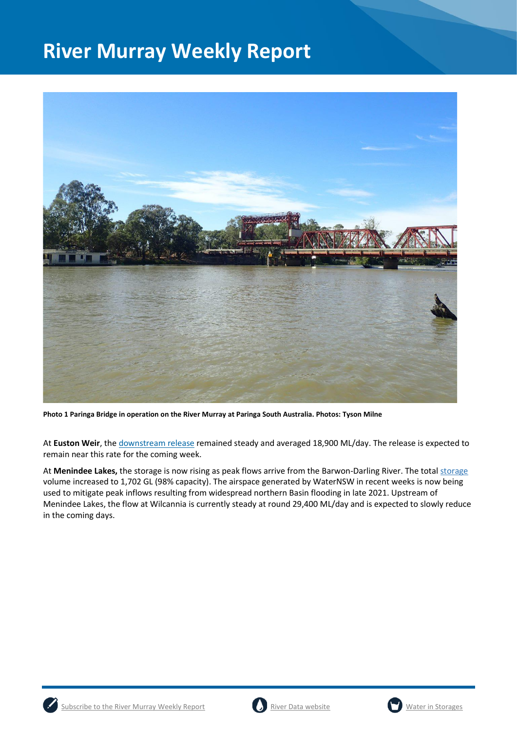# River Murray Weekly Report

**Photo 1 Paringa Bridge in operation on the River Murray at Paringa South Australia. Photos: Tyson Milne**

At **Euston Weir**, the downstream release remained steady and averaged 18,900 ML/day. The release is expected to remain near this rate for the coming week.

At **Menindee Lakes,** the storage is now rising as peak flows arrive from the Barwon-Darling River. The total storage volume increased to 1,702 GL (98% capacity). The airspace generated by WaterNSW in recent weeks is now being used to mitigate peak inflows resulting from widespread northern Basin flooding in late 2021. Upstream of Menindee Lakes, the flow at Wilcannia is currently steady at round 29,400 ML/day and is expected to slowly reduce in the coming days.

Subscribe to the River Murray Weekly Report | River Data website | Water in Storages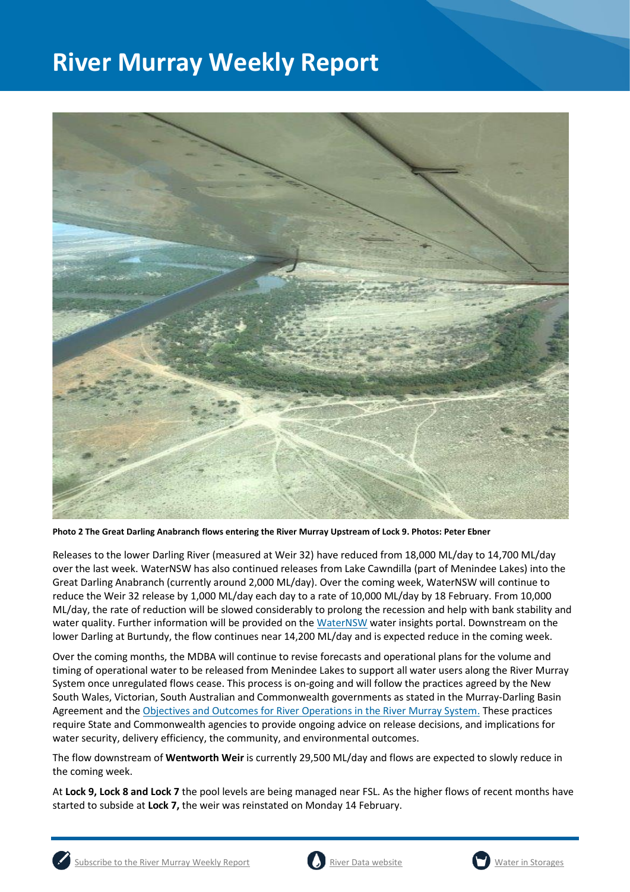# River Murray Weekly Report

**Photo 2 The Great Darling Anabranch flows entering the River Murray Upstream of Lock 9. Photos: Peter Ebner**

Releases to the lower Darling River (measured at Weir 32) have reduced from 18,000 ML/day to 14,700 ML/day over the last week. WaterNSW has also continued releases from Lake Cawndilla (part of Menindee Lakes) into the Great Darling Anabranch (currently around 2,000 ML/day). Over the coming week, WaterNSW will continue to reduce the Weir 32 release by 1,000 ML/day each day to a rate of 10,000 ML/day by 18 February. From 10,000 ML/day, the rate of reduction will be slowed considerably to prolong the recession and help with bank stability and water quality. Further information will be provided on the WaterNSW water insights portal. Downstream on the lower Darling at Burtundy, the flow continues near 14,200 ML/day and is expected reduce in the coming week.

Over the coming months, the MDBA will continue to revise forecasts and operational plans for the volume and timing of operational water to be released from Menindee Lakes to support all water users along the River Murray System once unregulated flows cease. This process is on-going and will follow the practices agreed by the New South Wales, Victorian, South Australian and Commonwealth governments as stated in the Murray-Darling Basin Agreement and the Objectives and Outcomes for River Operations in the River Murray System. These practices require State and Commonwealth agencies to provide ongoing advice on release decisions, and implications for water security, delivery efficiency, the community, and environmental outcomes.

The flow downstream of **Wentworth Weir** is currently 29,500 ML/day and flows are expected to slowly reduce in the coming week.

At **Lock 9, Lock 8 and Lock 7** the pool levels are being managed near FSL. As the higher flows of recent months have started to subside at **Lock 7,** the weir was reinstated on Monday 14 February.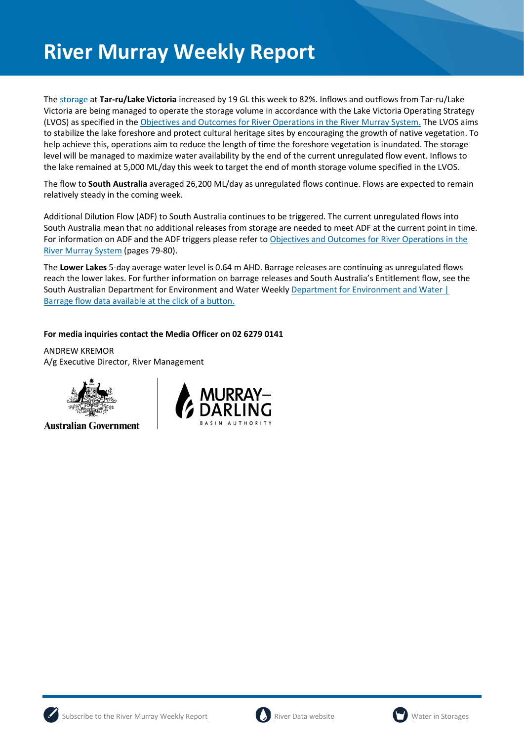# River Murray Weekly Report

The storage at **Tar-ru/Lake Victoria** increased by 19 GL this week to 82%. Inflows and outflows from Tar-ru/Lake Victoria are being managed to operate the storage volume in accordance with the Lake Victoria Operating Strategy (LVOS) as specified in the Objectives and Outcomes for River Operations in the River Murray System. The LVOS aims to stabilize the lake foreshore and protect cultural heritage sites by encouraging the growth of native vegetation. To help achieve this, operations aim to reduce the length of time the foreshore vegetation is inundated. The storage level will be managed to maximize water availability by the end of the current unregulated flow event. Inflows to the lake remained at 5,000 ML/day this week to target the end of month storage volume specified in the LVOS.

The flow to **South Australia** averaged 26,200 ML/day as unregulated flows continue. Flows are expected to remain relatively steady in the coming week.

Additional Dilution Flow (ADF) to South Australia continues to be triggered. The current unregulated flows into South Australia mean that no additional releases from storage are needed to meet ADF at the current point in time. For information on ADF and the ADF triggers please refer to Objectives and Outcomes for River Operations in the River Murray System (pages 79-80).

The **Lower Lakes** 5-day average water level is 0.64 m AHD. Barrage releases are continuing as unregulated flows reach the lower lakes. For further information on barrage releases and South Australia's Entitlement flow, see the South Australian Department for Environment and Water Weekly Department for Environment and Water | Barrage flow data available at the click of a button.

**For media inquiries contact the Media Officer on 02 6279 0141**

ANDREW KREMOR
A/g Executive Director, River Management

Australian Government

MURRAY–DARLING BASIN AUTHORITY

Subscribe to the River Murray Weekly Report | River Data website | Water in Storages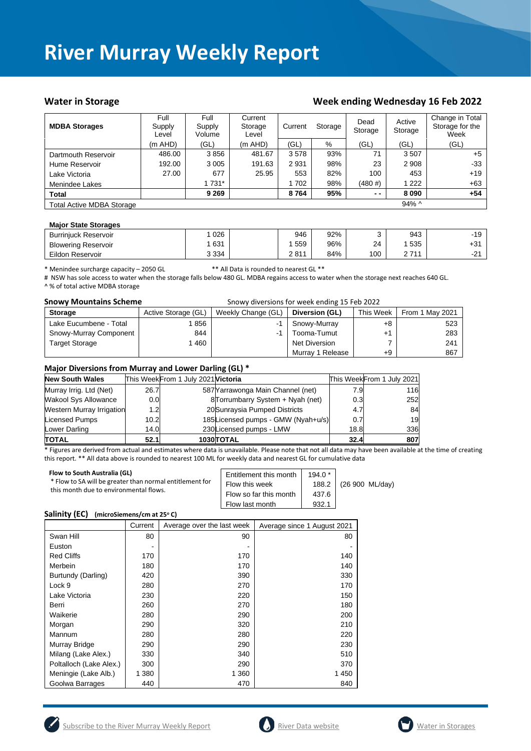# River Murray Weekly Report

## Water in Storage

## Week ending Wednesday 16 Feb 2022

| MDBA Storages | Full Supply Level | Full Supply Volume | Current Storage Level | Current | Storage | Dead Storage | Active Storage | Change in Total Storage for the Week |
|---|---|---|---|---|---|---|---|---|
| | (m AHD) | (GL) | (m AHD) | (GL) | % | (GL) | (GL) | (GL) |
| Dartmouth Reservoir | 486.00 | 3 856 | 481.67 | 3 578 | 93% | 71 | 3 507 | +5 |
| Hume Reservoir | 192.00 | 3 005 | 191.63 | 2 931 | 98% | 23 | 2 908 | -33 |
| Lake Victoria | 27.00 | 677 | 25.95 | 553 | 82% | 100 | 453 | +19 |
| Menindee Lakes | | 1 731* | | 1 702 | 98% | (480 #) | 1 222 | +63 |
| **Total** | | **9 269** | | **8 764** | **95%** | **- -** | **8 090** | **+54** |
| Total Active MDBA Storage | | | | | | | 94% ^ | |

### Major State Storages

| | Full Supply Volume | | Current (GL) | % | Dead Storage | Active Storage | Change |
|---|---|---|---|---|---|---|---|
| Burrinjuck Reservoir | 1 026 | | 946 | 92% | 3 | 943 | -19 |
| Blowering Reservoir | 1 631 | | 1 559 | 96% | 24 | 1 535 | +31 |
| Eildon Reservoir | 3 334 | | 2 811 | 84% | 100 | 2 711 | -21 |

\* Menindee surcharge capacity – 2050 GL ** All Data is rounded to nearest GL **
# NSW has sole access to water when the storage falls below 480 GL. MDBA regains access to water when the storage next reaches 640 GL.
^ % of total active MDBA storage

### Snowy Mountains Scheme

Snowy diversions for week ending 15 Feb 2022

| Storage | Active Storage (GL) | Weekly Change (GL) | Diversion (GL) | This Week | From 1 May 2021 |
|---|---|---|---|---|---|
| Lake Eucumbene - Total | 1 856 | -1 | Snowy-Murray | +8 | 523 |
| Snowy-Murray Component | 844 | -1 | Tooma-Tumut | +1 | 283 |
| Target Storage | 1 460 | | Net Diversion | 7 | 241 |
| | | | Murray 1 Release | +9 | 867 |

### Major Diversions from Murray and Lower Darling (GL) *

| New South Wales | This Week | From 1 July 2021 | Victoria | This Week | From 1 July 2021 |
|---|---|---|---|---|---|
| Murray Irrig. Ltd (Net) | 26.7 | 587 | Yarrawonga Main Channel (net) | 7.9 | 116 |
| Wakool Sys Allowance | 0.0 | 8 | Torrumbarry System + Nyah (net) | 0.3 | 252 |
| Western Murray Irrigation | 1.2 | 20 | Sunraysia Pumped Districts | 4.7 | 84 |
| Licensed Pumps | 10.2 | 185 | Licensed pumps - GMW (Nyah+u/s) | 0.7 | 19 |
| Lower Darling | 14.0 | 230 | Licensed pumps - LMW | 18.8 | 336 |
| **TOTAL** | **52.1** | **1030** | **TOTAL** | **32.4** | **807** |

\* Figures are derived from actual and estimates where data is unavailable. Please note that not all data may have been available at the time of creating this report. ** All data above is rounded to nearest 100 ML for weekly data and nearest GL for cumulative data

**Flow to South Australia (GL)**
\* Flow to SA will be greater than normal entitlement for this month due to environmental flows.

| | | |
|---|---|---|
| Entitlement this month | 194.0 * | |
| Flow this week | 188.2 | (26 900 ML/day) |
| Flow so far this month | 437.6 | |
| Flow last month | 932.1 | |

### Salinity (EC) (microSiemens/cm at 25° C)

| | Current | Average over the last week | Average since 1 August 2021 |
|---|---|---|---|
| Swan Hill | 80 | 90 | 80 |
| Euston | - | - | - |
| Red Cliffs | 170 | 170 | 140 |
| Merbein | 180 | 170 | 140 |
| Burtundy (Darling) | 420 | 390 | 330 |
| Lock 9 | 280 | 270 | 170 |
| Lake Victoria | 230 | 220 | 150 |
| Berri | 260 | 270 | 180 |
| Waikerie | 280 | 290 | 200 |
| Morgan | 290 | 320 | 210 |
| Mannum | 280 | 280 | 220 |
| Murray Bridge | 290 | 290 | 230 |
| Milang (Lake Alex.) | 330 | 340 | 510 |
| Poltalloch (Lake Alex.) | 300 | 290 | 370 |
| Meningie (Lake Alb.) | 1 380 | 1 360 | 1 450 |
| Goolwa Barrages | 440 | 470 | 840 |

Subscribe to the River Murray Weekly Report | River Data website | Water in Storages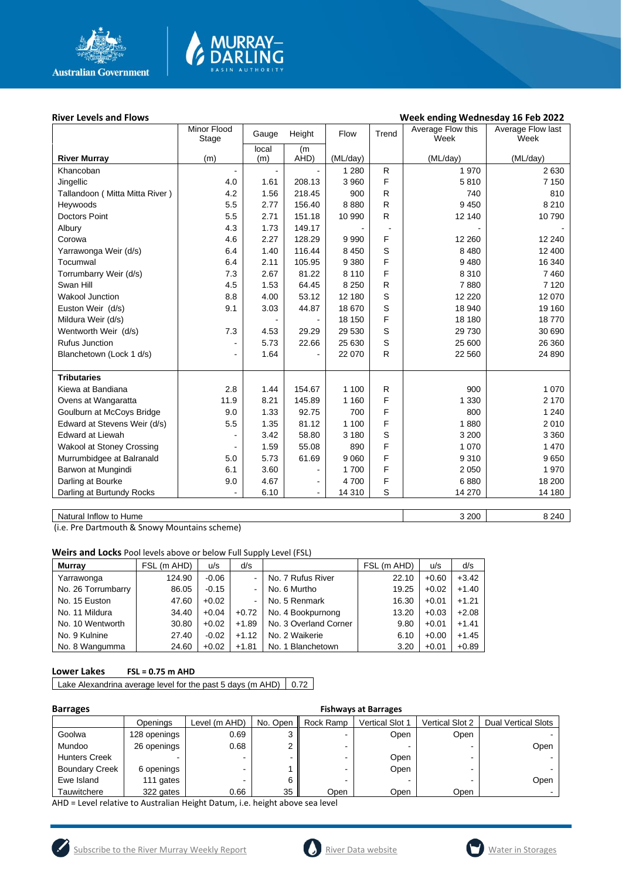## River Levels and Flows

**Week ending Wednesday 16 Feb 2022**

| River Murray | Minor Flood Stage (m) | Gauge local (m) | Height (m AHD) | Flow (ML/day) | Trend | Average Flow this Week (ML/day) | Average Flow last Week (ML/day) |
|---|---|---|---|---|---|---|---|
| Khancoban | - | - | - | 1 280 | R | 1 970 | 2 630 |
| Jingellic | 4.0 | 1.61 | 208.13 | 3 960 | F | 5 810 | 7 150 |
| Tallandoon ( Mitta Mitta River ) | 4.2 | 1.56 | 218.45 | 900 | R | 740 | 810 |
| Heywoods | 5.5 | 2.77 | 156.40 | 8 880 | R | 9 450 | 8 210 |
| Doctors Point | 5.5 | 2.71 | 151.18 | 10 990 | R | 12 140 | 10 790 |
| Albury | 4.3 | 1.73 | 149.17 | - | - | - | - |
| Corowa | 4.6 | 2.27 | 128.29 | 9 990 | F | 12 260 | 12 240 |
| Yarrawonga Weir (d/s) | 6.4 | 1.40 | 116.44 | 8 450 | S | 8 480 | 12 400 |
| Tocumwal | 6.4 | 2.11 | 105.95 | 9 380 | F | 9 480 | 16 340 |
| Torrumbarry Weir (d/s) | 7.3 | 2.67 | 81.22 | 8 110 | F | 8 310 | 7 460 |
| Swan Hill | 4.5 | 1.53 | 64.45 | 8 250 | R | 7 880 | 7 120 |
| Wakool Junction | 8.8 | 4.00 | 53.12 | 12 180 | S | 12 220 | 12 070 |
| Euston Weir (d/s) | 9.1 | 3.03 | 44.87 | 18 670 | S | 18 940 | 19 160 |
| Mildura Weir (d/s) | | - | - | 18 150 | F | 18 180 | 18 770 |
| Wentworth Weir (d/s) | 7.3 | 4.53 | 29.29 | 29 530 | S | 29 730 | 30 690 |
| Rufus Junction | - | 5.73 | 22.66 | 25 630 | S | 25 600 | 26 360 |
| Blanchetown (Lock 1 d/s) | - | 1.64 | - | 22 070 | R | 22 560 | 24 890 |
| **Tributaries** | | | | | | | |
| Kiewa at Bandiana | 2.8 | 1.44 | 154.67 | 1 100 | R | 900 | 1 070 |
| Ovens at Wangaratta | 11.9 | 8.21 | 145.89 | 1 160 | F | 1 330 | 2 170 |
| Goulburn at McCoys Bridge | 9.0 | 1.33 | 92.75 | 700 | F | 800 | 1 240 |
| Edward at Stevens Weir (d/s) | 5.5 | 1.35 | 81.12 | 1 100 | F | 1 880 | 2 010 |
| Edward at Liewah | - | 3.42 | 58.80 | 3 180 | S | 3 200 | 3 360 |
| Wakool at Stoney Crossing | - | 1.59 | 55.08 | 890 | F | 1 070 | 1 470 |
| Murrumbidgee at Balranald | 5.0 | 5.73 | 61.69 | 9 060 | F | 9 310 | 9 650 |
| Barwon at Mungindi | 6.1 | 3.60 | - | 1 700 | F | 2 050 | 1 970 |
| Darling at Bourke | 9.0 | 4.67 | - | 4 700 | F | 6 880 | 18 200 |
| Darling at Burtundy Rocks | - | 6.10 | - | 14 310 | S | 14 270 | 14 180 |

| | This Week | Last Week |
|---|---|---|
| Natural Inflow to Hume | 3 200 | 8 240 |

(i.e. Pre Dartmouth & Snowy Mountains scheme)

## Weirs and Locks
Pool levels above or below Full Supply Level (FSL)

| Murray | FSL (m AHD) | u/s | d/s | | FSL (m AHD) | u/s | d/s |
|---|---|---|---|---|---|---|---|
| Yarrawonga | 124.90 | -0.06 | - | No. 7 Rufus River | 22.10 | +0.60 | +3.42 |
| No. 26 Torrumbarry | 86.05 | -0.15 | - | No. 6 Murtho | 19.25 | +0.02 | +1.40 |
| No. 15 Euston | 47.60 | +0.02 | - | No. 5 Renmark | 16.30 | +0.01 | +1.21 |
| No. 11 Mildura | 34.40 | +0.04 | +0.72 | No. 4 Bookpurnong | 13.20 | +0.03 | +2.08 |
| No. 10 Wentworth | 30.80 | +0.02 | +1.89 | No. 3 Overland Corner | 9.80 | +0.01 | +1.41 |
| No. 9 Kulnine | 27.40 | -0.02 | +1.12 | No. 2 Waikerie | 6.10 | +0.00 | +1.45 |
| No. 8 Wangumma | 24.60 | +0.02 | +1.81 | No. 1 Blanchetown | 3.20 | +0.01 | +0.89 |

## Lower Lakes
**FSL = 0.75 m AHD**

| Lake Alexandrina average level for the past 5 days (m AHD) | 0.72 |
|---|---|

## Barrages

**Fishways at Barrages**

| | Openings | Level (m AHD) | No. Open | Rock Ramp | Vertical Slot 1 | Vertical Slot 2 | Dual Vertical Slots |
|---|---|---|---|---|---|---|---|
| Goolwa | 128 openings | 0.69 | 3 | - | Open | Open | - |
| Mundoo | 26 openings | 0.68 | 2 | - | - | - | Open |
| Hunters Creek | - | - | - | - | Open | - | - |
| Boundary Creek | 6 openings | - | 1 | - | Open | - | - |
| Ewe Island | 111 gates | - | 6 | - | - | - | Open |
| Tauwitchere | 322 gates | 0.66 | 35 | Open | Open | Open | - |

AHD = Level relative to Australian Height Datum, i.e. height above sea level

Subscribe to the River Murray Weekly Report | River Data website | Water in Storages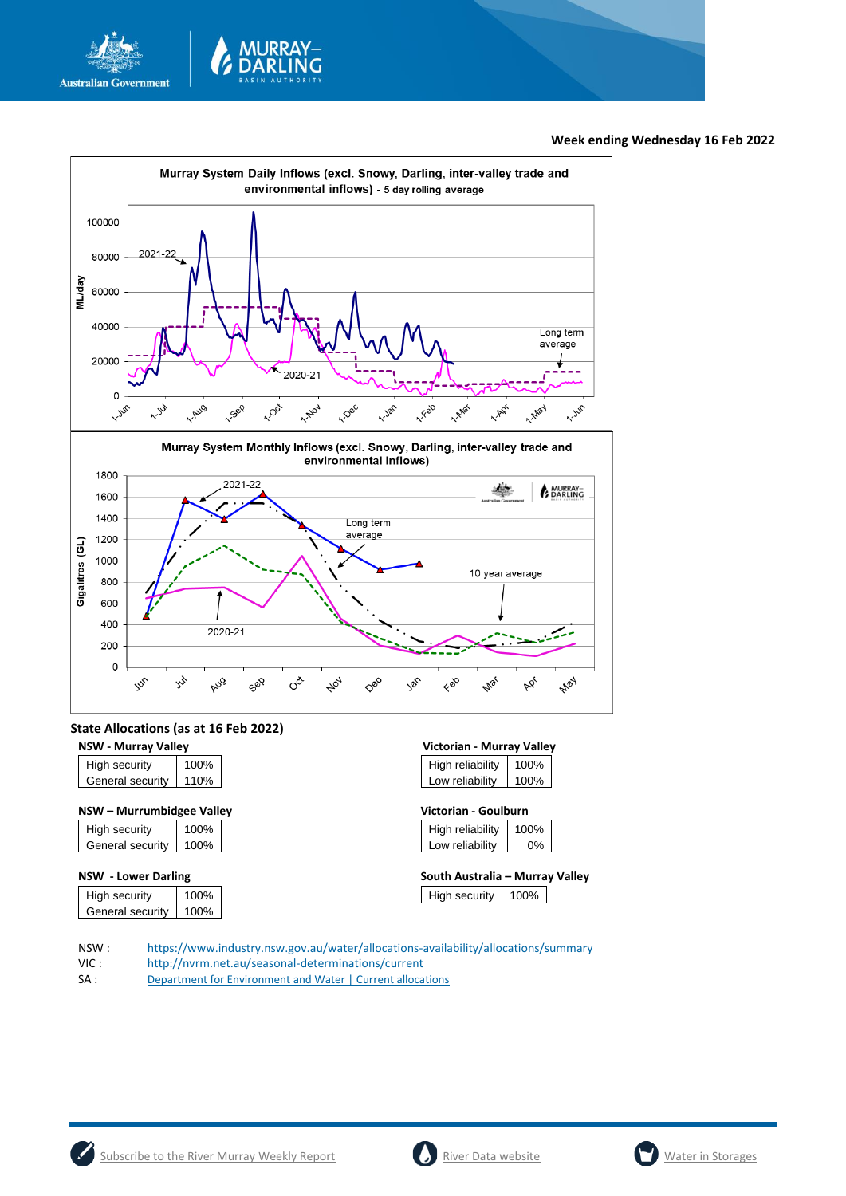**Week ending Wednesday 16 Feb 2022**

Murray System Daily Inflows (excl. Snowy, Darling, inter-valley trade and environmental inflows) - 5 day rolling average

ML/day

100000
80000
60000
40000
20000
0

2021-22
2020-21
Long term average

1-Jun 1-Jul 1-Aug 1-Sep 1-Oct 1-Nov 1-Dec 1-Jan 1-Feb 1-Mar 1-Apr 1-May 1-Jun

Murray System Monthly Inflows (excl. Snowy, Darling, inter-valley trade and environmental inflows)

Gigalitres (GL)

1800
1600
1400
1200
1000
800
600
400
200
0

2021-22
Long term average
10 year average
2020-21

Jun Jul Aug Sep Oct Nov Dec Jan Feb Mar Apr May

## State Allocations (as at 16 Feb 2022)

**NSW - Murray Valley**

| | |
|---|---|
| High security | 100% |
| General security | 110% |

**NSW – Murrumbidgee Valley**

| | |
|---|---|
| High security | 100% |
| General security | 100% |

**NSW - Lower Darling**

| | |
|---|---|
| High security | 100% |
| General security | 100% |

**Victorian - Murray Valley**

| | |
|---|---|
| High reliability | 100% |
| Low reliability | 100% |

**Victorian - Goulburn**

| | |
|---|---|
| High reliability | 100% |
| Low reliability | 0% |

**South Australia – Murray Valley**

| | |
|---|---|
| High security | 100% |

NSW : https://www.industry.nsw.gov.au/water/allocations-availability/allocations/summary
VIC : http://nvrm.net.au/seasonal-determinations/current
SA : Department for Environment and Water | Current allocations

Subscribe to the River Murray Weekly Report River Data website Water in Storages